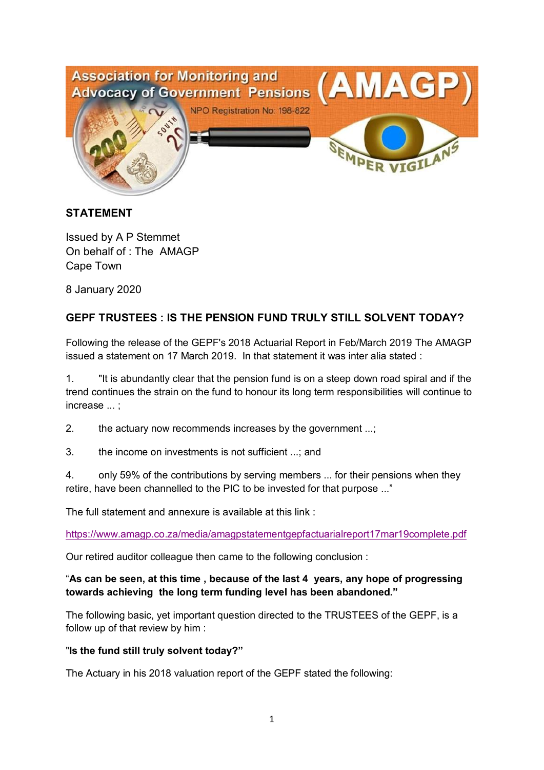Association for Monitoring and Advocacy of Government Pensions (AMAGP)

NPO Registration No: 198-822

SEMPER VIGILANS

**STATEMENT**

Issued by A P Stemmet
On behalf of : The AMAGP
Cape Town

8 January 2020

## GEPF TRUSTEES : IS THE PENSION FUND TRULY STILL SOLVENT TODAY?

Following the release of the GEPF's 2018 Actuarial Report in Feb/March 2019 The AMAGP issued a statement on 17 March 2019. In that statement it was inter alia stated :

1. "It is abundantly clear that the pension fund is on a steep down road spiral and if the trend continues the strain on the fund to honour its long term responsibilities will continue to increase ... ;

2. the actuary now recommends increases by the government ...;

3. the income on investments is not sufficient ...; and

4. only 59% of the contributions by serving members ... for their pensions when they retire, have been channelled to the PIC to be invested for that purpose ..."

The full statement and annexure is available at this link :

https://www.amagp.co.za/media/amagpstatementgepfactuarialreport17mar19complete.pdf

Our retired auditor colleague then came to the following conclusion :

"**As can be seen, at this time , because of the last 4 years, any hope of progressing towards achieving the long term funding level has been abandoned.**"

The following basic, yet important question directed to the TRUSTEES of the GEPF, is a follow up of that review by him :

"**Is the fund still truly solvent today?**"

The Actuary in his 2018 valuation report of the GEPF stated the following: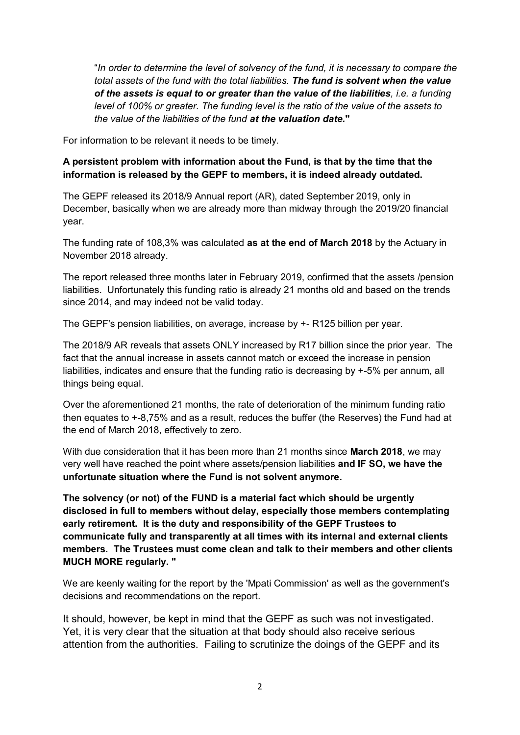"*In order to determine the level of solvency of the fund, it is necessary to compare the total assets of the fund with the total liabilities.* ***The fund is solvent when the value of the assets is equal to or greater than the value of the liabilities****, i.e. a funding level of 100% or greater. The funding level is the ratio of the value of the assets to the value of the liabilities of the fund* ***at the valuation date.*****"**

For information to be relevant it needs to be timely.

**A persistent problem with information about the Fund, is that by the time that the information is released by the GEPF to members, it is indeed already outdated.**

The GEPF released its 2018/9 Annual report (AR), dated September 2019, only in December, basically when we are already more than midway through the 2019/20 financial year.

The funding rate of 108,3% was calculated **as at the end of March 2018** by the Actuary in November 2018 already.

The report released three months later in February 2019, confirmed that the assets /pension liabilities. Unfortunately this funding ratio is already 21 months old and based on the trends since 2014, and may indeed not be valid today.

The GEPF's pension liabilities, on average, increase by +- R125 billion per year.

The 2018/9 AR reveals that assets ONLY increased by R17 billion since the prior year. The fact that the annual increase in assets cannot match or exceed the increase in pension liabilities, indicates and ensure that the funding ratio is decreasing by +-5% per annum, all things being equal.

Over the aforementioned 21 months, the rate of deterioration of the minimum funding ratio then equates to +-8,75% and as a result, reduces the buffer (the Reserves) the Fund had at the end of March 2018, effectively to zero.

With due consideration that it has been more than 21 months since **March 2018**, we may very well have reached the point where assets/pension liabilities **and IF SO, we have the unfortunate situation where the Fund is not solvent anymore.**

**The solvency (or not) of the FUND is a material fact which should be urgently disclosed in full to members without delay, especially those members contemplating early retirement. It is the duty and responsibility of the GEPF Trustees to communicate fully and transparently at all times with its internal and external clients members. The Trustees must come clean and talk to their members and other clients MUCH MORE regularly. "**

We are keenly waiting for the report by the 'Mpati Commission' as well as the government's decisions and recommendations on the report.

It should, however, be kept in mind that the GEPF as such was not investigated. Yet, it is very clear that the situation at that body should also receive serious attention from the authorities. Failing to scrutinize the doings of the GEPF and its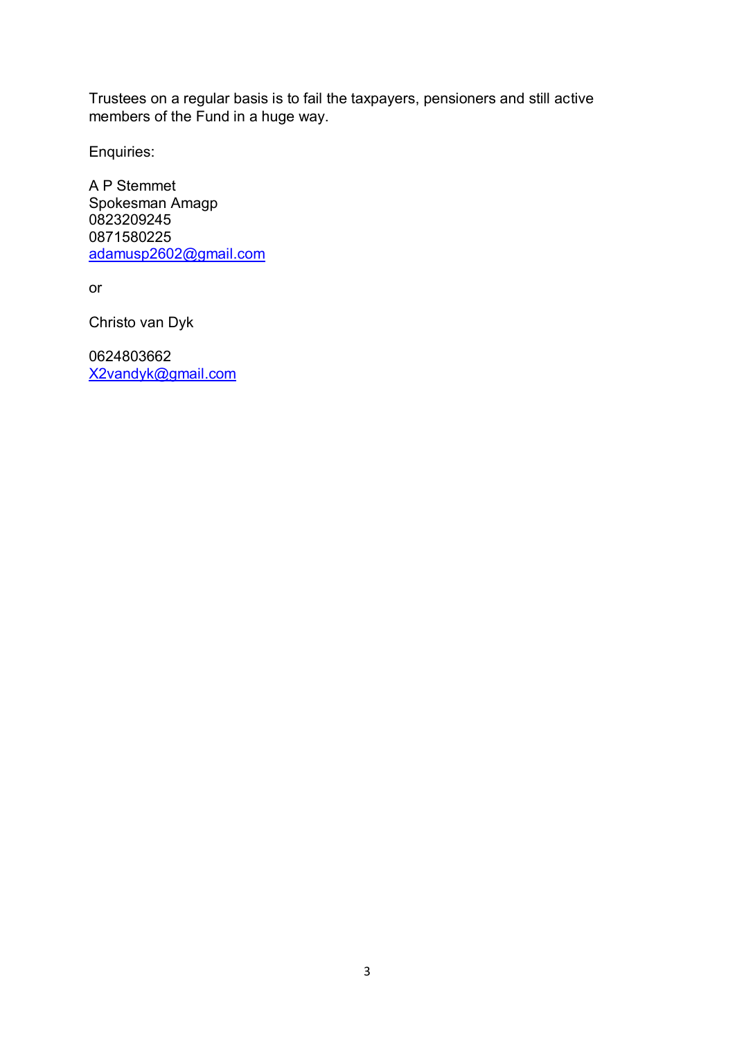Trustees on a regular basis is to fail the taxpayers, pensioners and still active members of the Fund in a huge way.

Enquiries:

A P Stemmet
Spokesman Amagp
0823209245
0871580225
adamusp2602@gmail.com

or

Christo van Dyk

0624803662
X2vandyk@gmail.com